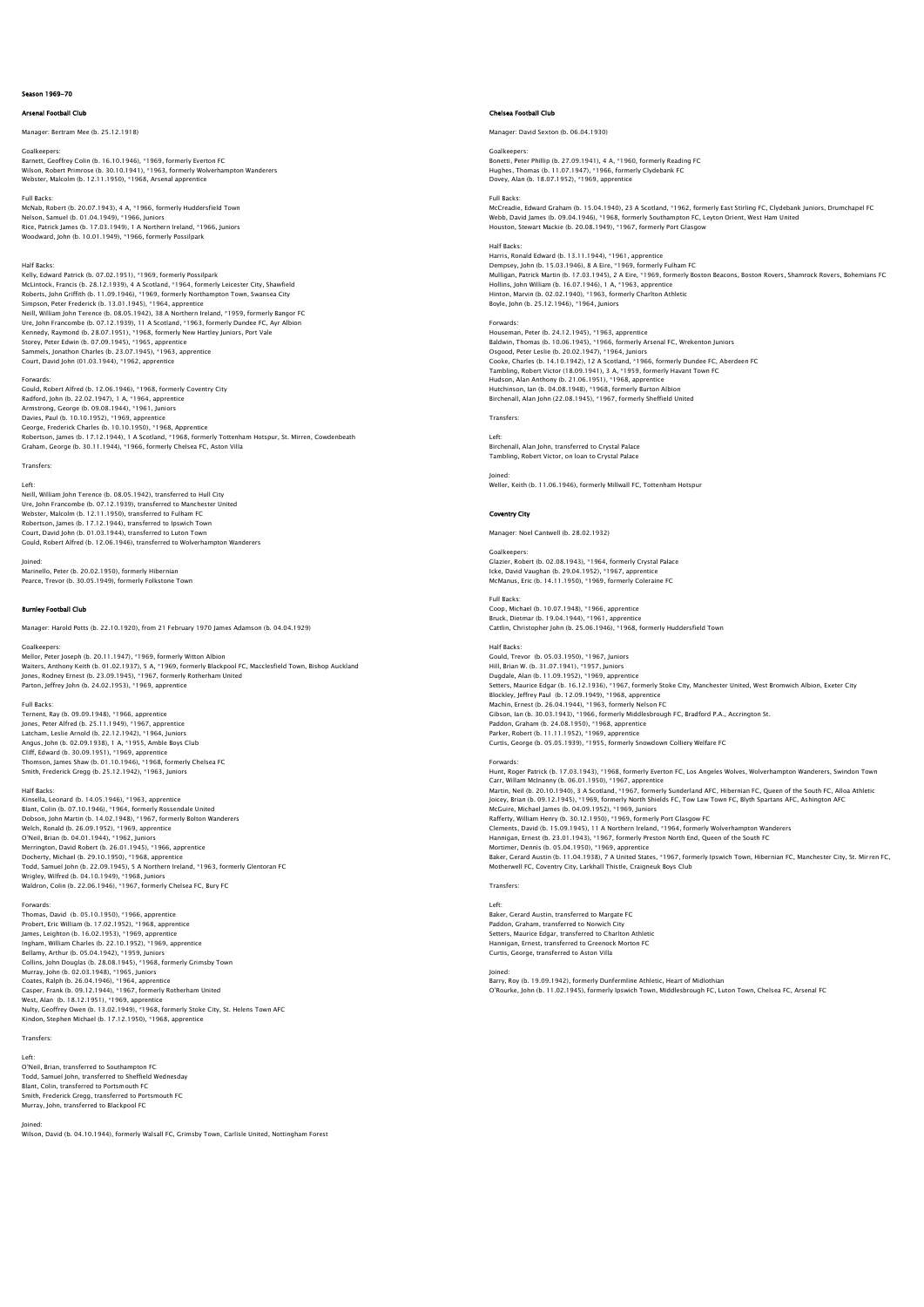# Season 1969–70

## Arsenal Football Club

Manager: Bertram Mee (b. 25.12.1918)

Goalkeepers:
Barnett, Geoffrey Colin (b. 16.10.1946), *1969, formerly Everton FC
Wilson, Robert Primrose (b. 30.10.1941), *1963, formerly Wolverhampton Wanderers
Webster, Malcolm (b. 12.11.1950), *1968, Arsenal apprentice

Full Backs:
McNab, Robert (b. 20.07.1943), 4 A, *1966, formerly Huddersfield Town
Nelson, Samuel (b. 01.04.1949), *1966, Juniors
Rice, Patrick James (b. 17.03.1949), 1 A Northern Ireland, *1966, Juniors
Woodward, John (b. 10.01.1949), *1966, formerly Possilpark

Half Backs:
Kelly, Edward Patrick (b. 07.02.1951), *1969, formerly Possilpark
McLintock, Francis (b. 28.12.1939), 4 A Scotland, *1964, formerly Leicester City, Shawfield
Roberts, John Griffith (b. 11.09.1946), *1969, formerly Northampton Town, Swansea City
Simpson, Peter Frederick (b. 13.01.1945), *1964, apprentice
Neill, William John Terence (b. 08.05.1942), 38 A Northern Ireland, *1959, formerly Bangor FC
Ure, John Francombe (b. 07.12.1939), 11 A Scotland, *1963, formerly Dundee FC, Ayr Albion
Kennedy, Raymond (b. 28.07.1951), *1968, formerly New Hartley Juniors, Port Vale
Storey, Peter Edwin (b. 07.09.1945), *1965, apprentice
Sammels, Jonathon Charles (b. 23.07.1945), *1963, apprentice
Court, David John (01.03.1944), *1962, apprentice

Forwards:
Gould, Robert Alfred (b. 12.06.1946), *1968, formerly Coventry City
Radford, John (b. 22.02.1947), 1 A, *1964, apprentice
Armstrong, George (b. 09.08.1944), *1961, Juniors
Davies, Paul (b. 10.10.1952), *1969, apprentice
George, Frederick Charles (b. 10.10.1950), *1968, Apprentice
Robertson, James (b. 17.12.1944), 1 A Scotland, *1968, formerly Tottenham Hotspur, St. Mirren, Cowdenbeath
Graham, George (b. 30.11.1944), *1966, formerly Chelsea FC, Aston Villa

Transfers:

Left:
Neill, William John Terence (b. 08.05.1942), transferred to Hull City
Ure, John Francombe (b. 07.12.1939), transferred to Manchester United
Webster, Malcolm (b. 12.11.1950), transferred to Fulham FC
Robertson, James (b. 17.12.1944), transferred to Ipswich Town
Court, David John (b. 01.03.1944), transferred to Luton Town
Gould, Robert Alfred (b. 12.06.1946), transferred to Wolverhampton Wanderers

Joined:
Marinello, Peter (b. 20.02.1950), formerly Hibernian
Pearce, Trevor (b. 30.05.1949), formerly Folkstone Town

## Burnley Football Club

Manager: Harold Potts (b. 22.10.1920), from 21 February 1970 James Adamson (b. 04.04.1929)

Goalkeepers:
Mellor, Peter Joseph (b. 20.11.1947), *1969, formerly Witton Albion
Waiters, Anthony Keith (b. 01.02.1937), 5 A, *1969, formerly Blackpool FC, Macclesfield Town, Bishop Auckland
Jones, Rodney Ernest (b. 23.09.1945), *1967, formerly Rotherham United
Parton, Jeffrey John (b. 24.02.1953), *1969, apprentice

Full Backs:
Ternent, Ray (b. 09.09.1948), *1966, apprentice
Jones, Peter Alfred (b. 25.11.1949), *1967, apprentice
Latcham, Leslie Arnold (b. 22.12.1942), *1964, Juniors
Angus, John (b. 02.09.1938), 1 A, *1955, Amble Boys Club
Cliff, Edward (b. 30.09.1951), *1969, apprentice
Thomson, James Shaw (b. 01.10.1946), *1968, formerly Chelsea FC
Smith, Frederick Gregg (b. 25.12.1942), *1963, Juniors

Half Backs:
Kinsella, Leonard (b. 14.05.1946), *1963, apprentice
Blant, Colin (b. 07.10.1946), *1964, formerly Rossendale United
Dobson, John Martin (b. 14.02.1948), *1967, formerly Bolton Wanderers
Welch, Ronald (b. 26.09.1952), *1969, apprentice
O'Neil, Brian (b. 04.01.1944), *1962, Juniors
Merrington, David Robert (b. 26.01.1945), *1966, apprentice
Docherty, Michael (b. 29.10.1950), *1968, apprentice
Todd, Samuel John (b. 22.09.1945), 5 A Northern Ireland, *1963, formerly Glentoran FC
Wrigley, Wilfred (b. 04.10.1949), *1968, Juniors
Waldron, Colin (b. 22.06.1946), *1967, formerly Chelsea FC, Bury FC

Forwards:
Thomas, David (b. 05.10.1950), *1966, apprentice
Probert, Eric William (b. 17.02.1952), *1968, apprentice
James, Leighton (b. 16.02.1953), *1969, apprentice
Ingham, William Charles (b. 22.10.1952), *1969, apprentice
Bellamy, Arthur (b. 05.04.1942), *1959, Juniors
Collins, John Douglas (b. 28.08.1945), *1968, formerly Grimsby Town
Murray, John (b. 02.03.1948), *1965, Juniors
Coates, Ralph (b. 26.04.1946), *1964, apprentice
Casper, Frank (b. 09.12.1944), *1967, formerly Rotherham United
West, Alan (b. 18.12.1951), *1969, apprentice
Nulty, Geoffrey Owen (b. 13.02.1949), *1968, formerly Stoke City, St. Helens Town AFC
Kindon, Stephen Michael (b. 17.12.1950), *1968, apprentice

Transfers:

Left:
O'Neil, Brian, transferred to Southampton FC
Todd, Samuel John, transferred to Sheffield Wednesday
Blant, Colin, transferred to Portsmouth FC
Smith, Frederick Gregg, transferred to Portsmouth FC
Murray, John, transferred to Blackpool FC

Joined:
Wilson, David (b. 04.10.1944), formerly Walsall FC, Grimsby Town, Carlisle United, Nottingham Forest

## Chelsea Football Club

Manager: David Sexton (b. 06.04.1930)

Goalkeepers:
Bonetti, Peter Phillip (b. 27.09.1941), 4 A, *1960, formerly Reading FC
Hughes, Thomas (b. 11.07.1947), *1966, formerly Clydebank FC
Dovey, Alan (b. 18.07.1952), *1969, apprentice

Full Backs:
McCreadie, Edward Graham (b. 15.04.1940), 23 A Scotland, *1962, formerly East Stirling FC, Clydebank Juniors, Drumchapel FC
Webb, David James (b. 09.04.1946), *1968, formerly Southampton FC, Leyton Orient, West Ham United
Houston, Stewart Mackie (b. 20.08.1949), *1967, formerly Port Glasgow

Half Backs:
Harris, Ronald Edward (b. 13.11.1944), *1961, apprentice
Dempsey, John (b. 15.03.1946), 8 A Eire, *1969, formerly Fulham FC
Mulligan, Patrick Martin (b. 17.03.1945), 2 A Eire, *1969, formerly Boston Beacons, Boston Rovers, Shamrock Rovers, Bohemians FC
Hollins, John William (b. 16.07.1946), 1 A, *1963, apprentice
Hinton, Marvin (b. 02.02.1940), *1963, formerly Charlton Athletic
Boyle, John (b. 25.12.1946), *1964, Juniors

Forwards:
Houseman, Peter (b. 24.12.1945), *1963, apprentice
Baldwin, Thomas (b. 10.06.1945), *1966, formerly Arsenal FC, Wrekenton Juniors
Osgood, Peter Leslie (b. 20.02.1947), *1964, Juniors
Cooke, Charles (b. 14.10.1942), 12 A Scotland, *1966, formerly Dundee FC, Aberdeen FC
Tambling, Robert Victor (18.09.1941), 3 A, *1959, formerly Havant Town FC
Hudson, Alan Anthony (b. 21.06.1951), *1968, apprentice
Hutchinson, Ian (b. 04.08.1948), *1968, formerly Burton Albion
Birchenall, Alan John (22.08.1945), *1967, formerly Sheffield United

Transfers:

Left:
Birchenall, Alan John, transferred to Crystal Palace
Tambling, Robert Victor, on loan to Crystal Palace

Joined:
Weller, Keith (b. 11.06.1946), formerly Millwall FC, Tottenham Hotspur

## Coventry City

Manager: Noel Cantwell (b. 28.02.1932)

Goalkeepers:
Glazier, Robert (b. 02.08.1943), *1964, formerly Crystal Palace
Icke, David Vaughan (b. 29.04.1952), *1967, apprentice
McManus, Eric (b. 14.11.1950), *1969, formerly Coleraine FC

Full Backs:
Coop, Michael (b. 10.07.1948), *1966, apprentice
Bruck, Dietmar (b. 19.04.1944), *1961, apprentice
Cattlin, Christopher John (b. 25.06.1946), *1968, formerly Huddersfield Town

Half Backs:
Gould, Trevor (b. 05.03.1950), *1967, Juniors
Hill, Brian W. (b. 31.07.1941), *1957, Juniors
Dugdale, Alan (b. 11.09.1952), *1969, apprentice
Setters, Maurice Edgar (b. 16.12.1936), *1967, formerly Stoke City, Manchester United, West Bromwich Albion, Exeter City
Blockley, Jeffrey Paul (b. 12.09.1949), *1968, apprentice
Machin, Ernest (b. 26.04.1944), *1963, formerly Nelson FC
Gibson, Ian (b. 30.03.1943), *1966, formerly Middlesbrough FC, Bradford P.A., Accrington St.
Paddon, Graham (b. 24.08.1950), *1968, apprentice
Parker, Robert (b. 11.11.1952), *1969, apprentice
Curtis, George (b. 05.05.1939), *1955, formerly Snowdown Colliery Welfare FC

Forwards:
Hunt, Roger Patrick (b. 17.03.1943), *1968, formerly Everton FC, Los Angeles Wolves, Wolverhampton Wanderers, Swindon Town
Carr, Willam McInanny (b. 06.01.1950), *1967, apprentice
Martin, Neil (b. 20.10.1940), 3 A Scotland, *1967, formerly Sunderland AFC, Hibernian FC, Queen of the South FC, Alloa Athletic
Joicey, Brian (b. 09.12.1945), *1969, formerly North Shields FC, Tow Law Town FC, Blyth Spartans AFC, Ashington AFC
McGuire, Michael James (b. 04.09.1952), *1969, Juniors
Rafferty, William Henry (b. 30.12.1950), *1969, formerly Port Glasgow FC
Clements, David (b. 15.09.1945), 11 A Northern Ireland, *1964, formerly Wolverhampton Wanderers
Hannigan, Ernest (b. 23.01.1943), *1967, formerly Preston North End, Queen of the South FC
Mortimer, Dennis (b. 05.04.1950), *1969, apprentice
Baker, Gerard Austin (b. 11.04.1938), 7 A United States, *1967, formerly Ipswich Town, Hibernian FC, Manchester City, St. Mirren FC, Motherwell FC, Coventry City, Larkhall Thistle, Craigneuk Boys Club

Transfers:

Left:
Baker, Gerard Austin, transferred to Margate FC
Paddon, Graham, transferred to Norwich City
Setters, Maurice Edgar, transferred to Charlton Athletic
Hannigan, Ernest, transferred to Greenock Morton FC
Curtis, George, transferred to Aston Villa

Joined:
Barry, Roy (b. 19.09.1942), formerly Dunfermline Athletic, Heart of Midlothian
O'Rourke, John (b. 11.02.1945), formerly Ipswich Town, Middlesbrough FC, Luton Town, Chelsea FC, Arsenal FC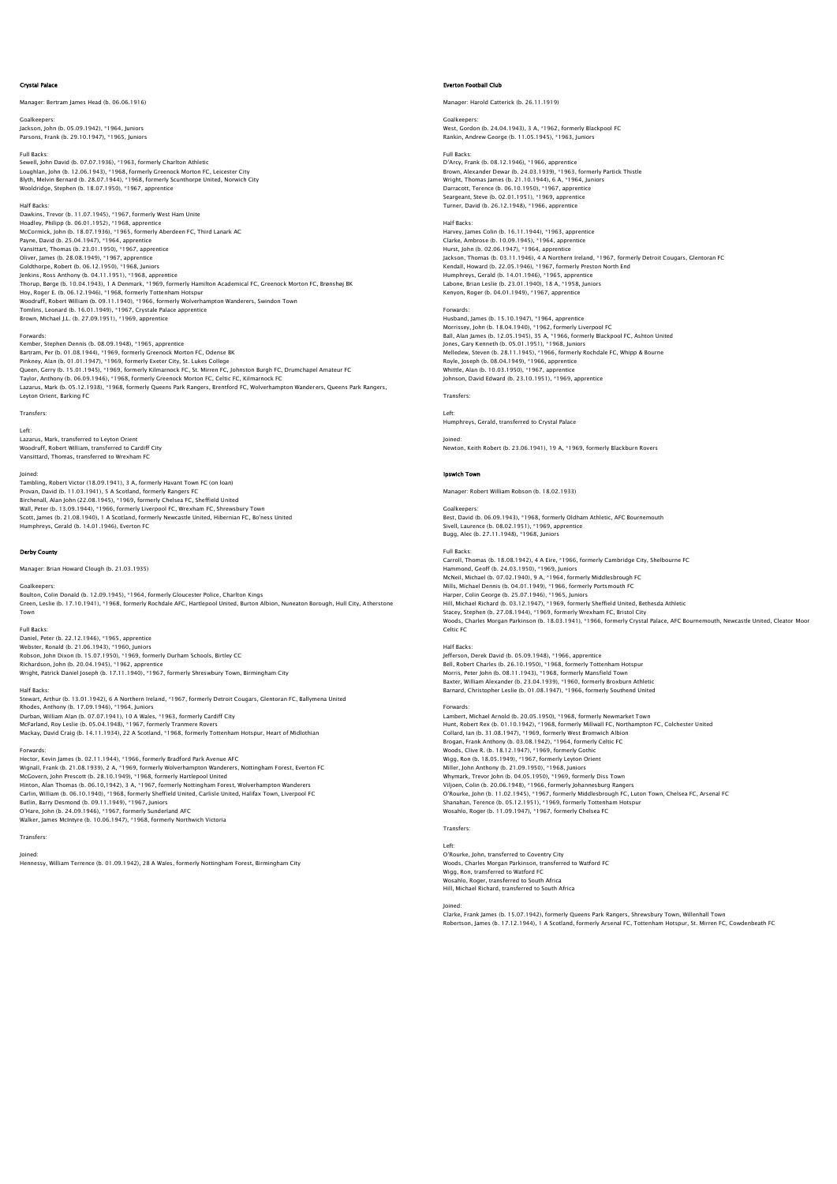## Crystal Palace

Manager: Bertram James Head (b. 06.06.1916)

Goalkeepers:
Jackson, John (b. 05.09.1942), *1964, Juniors
Parsons, Frank (b. 29.10.1947), *1965, Juniors

Full Backs:
Sewell, John David (b. 07.07.1936), *1963, formerly Charlton Athletic
Loughlan, John (b. 12.06.1943), *1968, formerly Greenock Morton FC, Leicester City
Blyth, Melvin Bernard (b. 28.07.1944), *1968, formerly Scunthorpe United, Norwich City
Wooldridge, Stephen (b. 18.07.1950), *1967, apprentice

Half Backs:
Dawkins, Trevor (b. 11.07.1945), *1967, formerly West Ham Unite
Hoadley, Philipp (b. 06.01.1952), *1968, apprentice
McCormick, John (b. 18.07.1936), *1965, formerly Aberdeen FC, Third Lanark AC
Payne, David (b. 25.04.1947), *1964, apprentice
Vansittart, Thomas (b. 23.01.1950), *1967, apprentice
Oliver, James (b. 28.08.1949), *1967, apprentice
Goldthorpe, Robert (b. 06.12.1950), *1968, Juniors
Jenkins, Ross Anthony (b. 04.11.1951), *1968, apprentice
Thorup, Børge (b. 10.04.1943), 1 A Denmark, *1969, formerly Hamilton Academical FC, Greenock Morton FC, Brønshøj BK
Hoy, Roger E. (b. 06.12.1946), *1968, formerly Tottenham Hotspur
Woodruff, Robert William (b. 09.11.1940), *1966, formerly Wolverhampton Wanderers, Swindon Town
Tomlins, Leonard (b. 16.01.1949), *1967, Crystale Palace apprentice
Brown, Michael J.L. (b. 27.09.1951), *1969, apprentice

Forwards:
Kember, Stephen Dennis (b. 08.09.1948), *1965, apprentice
Bartram, Per (b. 01.08.1944), *1969, formerly Greenock Morton FC, Odense BK
Pinkney, Alan (b. 01.01.1947), *1969, formerly Exeter City, St. Lukes College
Queen, Gerry (b. 15.01.1945), *1969, formerly Kilmarnock FC, St. Mirren FC, Johnston Burgh FC, Drumchapel Amateur FC
Taylor, Anthony (b. 06.09.1946), *1968, formerly Greenock Morton FC, Celtic FC, Kilmarnock FC
Lazarus, Mark (b. 05.12.1938), *1968, formerly Queens Park Rangers, Brentford FC, Wolverhampton Wanderers, Queens Park Rangers, Leyton Orient, Barking FC

Transfers:

Left:
Lazarus, Mark, transferred to Leyton Orient
Woodruff, Robert William, transferred to Cardiff City
Vansittard, Thomas, transferred to Wrexham FC

Joined:
Tambling, Robert Victor (18.09.1941), 3 A, formerly Havant Town FC (on loan)
Provan, David (b. 11.03.1941), 5 A Scotland, formerly Rangers FC
Birchenall, Alan John (22.08.1945), *1969, formerly Chelsea FC, Sheffield United
Wall, Peter (b. 13.09.1944), *1966, formerly Liverpool FC, Wrexham FC, Shrewsbury Town
Scott, James (b. 21.08.1940), 1 A Scotland, formerly Newcastle United, Hibernian FC, Bo'ness United
Humphreys, Gerald (b. 14.01.1946), Everton FC

## Derby County

Manager: Brian Howard Clough (b. 21.03.1935)

Goalkeepers:
Boulton, Colin Donald (b. 12.09.1945), *1964, formerly Gloucester Police, Charlton Kings
Green, Leslie (b. 17.10.1941), *1968, formerly Rochdale AFC, Hartlepool United, Burton Albion, Nuneaton Borough, Hull City, Atherstone Town

Full Backs:
Daniel, Peter (b. 22.12.1946), *1965, apprentice
Webster, Ronald (b. 21.06.1943), *1960, Juniors
Robson, John Dixon (b. 15.07.1950), *1969, formerly Durham Schools, Birtley CC
Richardson, John (b. 20.04.1945), *1962, apprentice
Wright, Patrick Daniel Joseph (b. 17.11.1940), *1967, formerly Shreswbury Town, Birmingham City

Half Backs:
Stewart, Arthur (b. 13.01.1942), 6 A Northern Ireland, *1967, formerly Detroit Cougars, Glentoran FC, Ballymena United
Rhodes, Anthony (b. 17.09.1946), *1964, Juniors
Durban, William Alan (b. 07.07.1941), 10 A Wales, *1963, formerly Cardiff City
McFarland, Roy Leslie (b. 05.04.1948), *1967, formerly Tranmere Rovers
Mackay, David Craig (b. 14.11.1934), 22 A Scotland, *1968, formerly Tottenham Hotspur, Heart of Midlothian

Forwards:
Hector, Kevin James (b. 02.11.1944), *1966, formerly Bradford Park Avenue AFC
Wignall, Frank (b. 21.08.1939), 2 A, *1969, formerly Wolverhampton Wanderers, Nottingham Forest, Everton FC
McGovern, John Prescott (b. 28.10.1949), *1968, formerly Hartlepool United
Hinton, Alan Thomas (b. 06.10,1942), 3 A, *1967, formerly Nottingham Forest, Wolverhampton Wanderers
Carlin, William (b. 06.10.1940), *1968, formerly Sheffield United, Carlisle United, Halifax Town, Liverpool FC
Butlin, Barry Desmond (b. 09.11.1949), *1967, Juniors
O'Hare, John (b. 24.09.1946), *1967, formerly Sunderland AFC
Walker, James McIntyre (b. 10.06.1947), *1968, formerly Northwich Victoria

Transfers:

Joined:
Hennessy, William Terrence (b. 01.09.1942), 28 A Wales, formerly Nottingham Forest, Birmingham City

## Everton Football Club

Manager: Harold Catterick (b. 26.11.1919)

Goalkeepers:
West, Gordon (b. 24.04.1943), 3 A, *1962, formerly Blackpool FC
Rankin, Andrew George (b. 11.05.1945), *1963, Juniors

Full Backs:
D'Arcy, Frank (b. 08.12.1946), *1966, apprentice
Brown, Alexander Dewar (b. 24.03.1939), *1963, formerly Partick Thistle
Wright, Thomas James (b. 21.10.1944), 6 A, *1964, Juniors
Darracott, Terence (b. 06.10.1950), *1967, apprentice
Seargeant, Steve (b. 02.01.1951), *1969, apprentice
Turner, David (b. 26.12.1948), *1966, apprentice

Half Backs:
Harvey, James Colin (b. 16.11.1944), *1963, apprentice
Clarke, Ambrose (b. 10.09.1945), *1964, apprentice
Hurst, John (b. 02.06.1947), *1964, apprentice
Jackson, Thomas (b. 03.11.1946), 4 A Northern Ireland, *1967, formerly Detroit Cougars, Glentoran FC
Kendall, Howard (b. 22.05.1946), *1967, formerly Preston North End
Humphreys, Gerald (b. 14.01.1946), *1965, apprentice
Labone, Brian Leslie (b. 23.01.1940), 18 A, *1958, Juniors
Kenyon, Roger (b. 04.01.1949), *1967, apprentice

Forwards:
Husband, James (b. 15.10.1947), *1964, apprentice
Morrissey, John (b. 18.04.1940), *1962, formerly Liverpool FC
Ball, Alan James (b. 12.05.1945), 35 A, *1966, formerly Blackpool FC, Ashton United
Jones, Gary Kenneth (b. 05.01.1951), *1968, Juniors
Melledew, Steven (b. 28.11.1945), *1966, formerly Rochdale FC, Whipp & Bourne
Royle, Joseph (b. 08.04.1949), *1966, apprentice
Whittle, Alan (b. 10.03.1950), *1967, apprentice
Johnson, David Edward (b. 23.10.1951), *1969, apprentice

Transfers:

Left:
Humphreys, Gerald, transferred to Crystal Palace

Joined:
Newton, Keith Robert (b. 23.06.1941), 19 A, *1969, formerly Blackburn Rovers

## Ipswich Town

Manager: Robert William Robson (b. 18.02.1933)

Goalkeepers:
Best, David (b. 06.09.1943), *1968, formerly Oldham Athletic, AFC Bournemouth
Sivell, Laurence (b. 08.02.1951), *1969, apprentice
Bugg, Alec (b. 27.11.1948), *1968, Juniors

Full Backs:
Carroll, Thomas (b. 18.08.1942), 4 A Eire, *1966, formerly Cambridge City, Shelbourne FC
Hammond, Geoff (b. 24.03.1950), *1969, Juniors
McNeil, Michael (b. 07.02.1940), 9 A, *1964, formerly Middlesbrough FC
Mills, Michael Dennis (b. 04.01.1949), *1966, formerly Portsmouth FC
Harper, Colin George (b. 25.07.1946), *1965, Juniors
Hill, Michael Richard (b. 03.12.1947), *1969, formerly Sheffield United, Bethesda Athletic
Stacey, Stephen (b. 27.08.1944), *1969, formerly Wrexham FC, Bristol City
Woods, Charles Morgan Parkinson (b. 18.03.1941), *1966, formerly Crystal Palace, AFC Bournemouth, Newcastle United, Cleator Moor Celtic FC

Half Backs:
Jefferson, Derek David (b. 05.09.1948), *1966, apprentice
Bell, Robert Charles (b. 26.10.1950), *1968, formerly Tottenham Hotspur
Morris, Peter John (b. 08.11.1943), *1968, formerly Mansfield Town
Baxter, William Alexander (b. 23.04.1939), *1960, formerly Broxburn Athletic
Barnard, Christopher Leslie (b. 01.08.1947), *1966, formerly Southend United

Forwards:
Lambert, Michael Arnold (b. 20.05.1950), *1968, formerly Newmarket Town
Hunt, Robert Rex (b. 01.10.1942), *1968, formerly Millwall FC, Northampton FC, Colchester United
Collard, Ian (b. 31.08.1947), *1969, formerly West Bromwich Albion
Brogan, Frank Anthony (b. 03.08.1942), *1964, formerly Celtic FC
Woods, Clive R. (b. 18.12.1947), *1969, formerly Gothic
Wigg, Ron (b. 18.05.1949), *1967, formerly Leyton Orient
Miller, John Anthony (b. 21.09.1950), *1968, Juniors
Whymark, Trevor John (b. 04.05.1950), *1969, formerly Diss Town
Viljoen, Colin (b. 20.06.1948), *1966, formerly Johannesburg Rangers
O'Rourke, John (b. 11.02.1945), *1967, formerly Middlesbrough FC, Luton Town, Chelsea FC, Arsenal FC
Shanahan, Terence (b. 05.12.1951), *1969, formerly Tottenham Hotspur
Wosahlo, Roger (b. 11.09.1947), *1967, formerly Chelsea FC

Transfers:

Left:
O'Rourke, John, transferred to Coventry City
Woods, Charles Morgan Parkinson, transferred to Watford FC
Wigg, Ron, transferred to Watford FC
Wosahlo, Roger, transferred to South Africa
Hill, Michael Richard, transferred to South Africa

Joined:
Clarke, Frank James (b. 15.07.1942), formerly Queens Park Rangers, Shrewsbury Town, Willenhall Town
Robertson, James (b. 17.12.1944), 1 A Scotland, formerly Arsenal FC, Tottenham Hotspur, St. Mirren FC, Cowdenbeath FC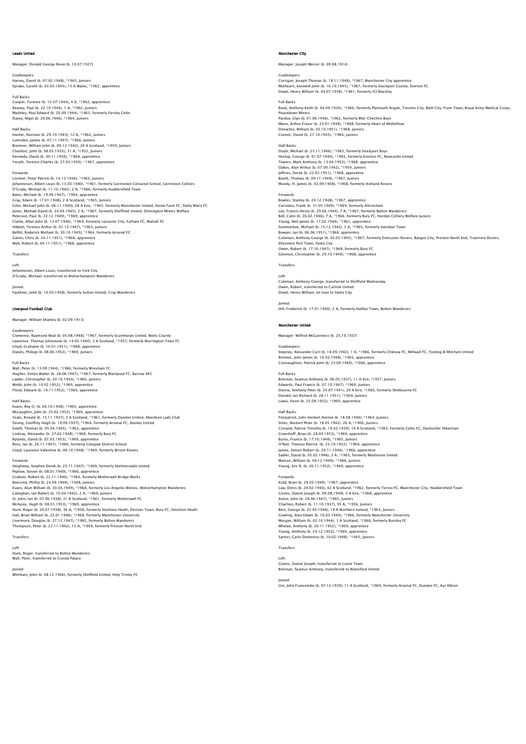## Leeds United

Manager: Donald George Revie (b. 10.07.1927)

Goalkeepers:
Harvey, David (b. 07.02.1948), *1965, Juniors
Sprake, Gareth (b. 03.04.1945), 15 A Wales, *1962, apprentice

Full Backs:
Cooper, Terence (b. 12.07.1944), 4 A, *1962, apprentice
Reaney, Paul (b. 22.10.1944), 1 A, *1962, Juniors
Madeley, Paul Edward (b. 20.09.1944), *1963, formerly Farsley Celtic
Davey, Nigel (b. 20.06.1946), *1964, Juniors

Half Backs:
Hunter, Norman (b. 29.10.1943), 12 A, *1962, Juniors
Lumsden, James (b. 07.11.1947), *1966, Juniors
Bremner, William John (b. 09.12.1942), 20 A Scotland, *1959, Juniors
Charlton, John (b. 08.05.1935), 31 A, *1952, Juniors
Kennedy, David (b. 30.11.1950), *1968, apprentice
Yorath, Terence Charles (b. 27.03.1950), *1967, apprentice

Forwards:
Lorimer, Peter Patrick (b. 14.12.1946), *1963, Juniors
Johanneson, Albert Louis (b. 13.03.1940), *1961, formerly Germiston Coloured School, Germiston Colliers
O'Grady, Michael (b. 11.10.1942), 2 A, *1966, formerly Huddersfield Town
Bates, Michael (b. 19.09.1947), *1964, apprentice
Gray, Edwin (b. 17.01.1948), 2 A Scotland, *1965, Juniors
Giles, Michael John (b. 06.11.1940), 28 A Eire, *1963, formerly Manchester United, Home Farm FC, Stella Maris FC
Jones, Michael David (b. 24.04.1945), 2 A, *1967, formerly Sheffield United, Dinnington Miners Welfare
Peterson, Paul (b. 22.12.1949), *1969, apprentice
Clarke, Allan John (b. 13.07.1946), *1969, formerly Leicester City, Fulham FC, Walsall FC
Hibbitt, Terence Arthur (b. 01.12.1947), *1963, Juniors
Belfitt, Roderick Michael (b. 30.10.1945), *1964, formerly Arsenal FC
Galvin, Chris (b. 24.11.1951), *1968, apprentice
Malt, Robert (b. 04.11.1951), *1968, apprentice

Transfers:

Left:
Johanneson, Albert Louis, transferred to York City
O'Grady, Michael, transferred to Wolverhampton Wanderers

Joined:
Faulkner, John (b. 10.03.1948), formerly Sutton United, Cray Wanderers

## Liverpool Football Club

Manager: William Shankly (b. 02.09.1913)

Goalkeepers:
Clemence, Raymond Neal (b. 05.08.1948), *1967, formerly Scunthorpe United, Notts County
Lawrence, Thomas Johnstone (b. 14.05.1940), 3 A Scotland, *1957, formerly Warrington Town FC
Lloyd, Grahame (b. 10.01.1951), *1968, apprentice
Dando, Philipp (b. 08.06.1952), *1969, Juniors

Full Backs:
Wall, Peter (b. 13.09.1944), *1966, formerly Wrexham FC
Hughes, Emlyn Walter (b. 28.08.1947), *1967, formerly Blackpool FC, Barrow AFC
Lawler, Christopher (b. 20.10.1943), *1960, Juniors
Webb, John (b. 10.02.1952), *1969, apprentice
Flood, Edward (b. 19.11.1952), *1969, apprentice

Half Backs:
Evans, Roy O. (b. 04.10.1948), *1965, apprentice
McLaughlin, John (b. 25.02.1952), *1969, apprentice
Yeats, Ronald (b. 15.11.1937), 2 A Scotland, *1961, formerly Dundee United, Aberdeen Lads Club
Strong, Geoffrey Hugh (b. 19.09.1937), *1964, formerly Arsenal FC, Stanley United
Smith, Thomas (b. 05.04.1945), *1962, apprentice
Lindsay, Alexander (b. 27.02.1948), *1969, formerly Bury FC
Rylands, David (b. 07.03.1953), *1969, apprentice
Ross, Ian (b. 26.11.1947), *1966, formerly Glasgow District School
Lloyd, Laurence Valentine (b. 06.10.1948), *1969, formerly Bristol Rovers

Forwards:
Heighway, Stephen Derek (b. 25.11.1947), *1969, formerly Skelmersdale United
Peplow, Steven (b. 08.01.1949), *1966, apprentice
Graham, Robert (b. 22.11.1944), *1964, formerly Motherwell Bridge Works
Boersma, Phillip (b. 24.09.1949), *1968, Juniors
Evans, Alun William (b. 30.04.1949), *1968, formerly Los Angeles Wolves, Wolverhampton Wanderers
Callaghan, Ian Robert (b. 10.04.1942), 2 A, *1960, Juniors
St. John, Ian (b. 07.06.1938), 31 A Scotland, *1961, formerly Motherwell FC
McAuley, Hugh (b. 08.01.1953), *1969, apprentice
Hunt, Roger (b. 20.07.1938), 34 A, *1958, formerly Stockton Heath, Devizes Town, Bury FC, Stockton Heath
Hall, Brian William (b. 22.01.1946), *1968, formerly Manchester University
Livermore, Douglas (b. 27.12.1947), *1965, formerly Bolton Wanderers
Thompson, Peter (b. 27.11.1942), 15 A, *1969, formerly Preston North End

Transfers:

Left:
Hunt, Roger, transferred to Bolton Wanderers
Wall, Peter, transferred to Crystal Palace

Joined:
Whitham, John (b. 08.12.1946), formerly Sheffield United, Holy Trinity FC

## Manchester City

Manager: Joseph Mercer (b. 09.08.1914)

Goalkeepers:
Corrigan, Joseph Thomas (b. 18.11.1948), *1967, Manchester City apprentice
Mulhearn, Kenneth John (b. 16.10.1945), *1967, formerly Stockport County, Everton FC
Dowd, Henry William (b. 04.07.1938), *1961, formerly ICI Blackley

Full Backs:
Book, Anthony Keith (b. 04.09.1934), *1966, formerly Plymouth Argyle, Toronto City, Bath City, From Town, Royal Army Medical Corps, Peasedown Miners
Pardoe, Glyn (b. 01.06.1946), *1962, formerly Mid-Cheshire Boys
Mann, Arthur Fraser (b. 23.01.1948), *1968, formerly Heart of Midlothian
Donachie, William (b. 05.10.1951), *1968, Juniors
Connor, David (b. 27.10.1945), *1964, Juniors

Half Backs:
Doyle, Michael (b. 25.11.1946), *1965, formerly Stockport Boys
Heslop, George (b. 01.07.1940), *1965, formerly Everton FC, Newcastle United
Towers, Mark Anthony (b. 13.04.1952), *1968, apprentice
Oakes, Alan Arthur (b. 07.09.1942), *1959, Juniors
Jeffries, Derek (b. 22.03.1951), *1968, apprentice
Booth, Thomas (b. 09.11.1949), *1967, Juniors
Mundy, H. James (b. 02.09.1948), *1968, formerly Ashland Rovers

Forwards:
Bowles, Stanley (b. 24.12.1948), *1967, apprentice
Carrodus, Frank (b. 31.05.1949), *1969, formerly Altrincham
Lee, Francis Henry (b. 29.04.1944), 7 A, *1967, formerly Bolton Wanderers
Bell, Colin (b. 26.02.1946), 7 A, *1966, formerly Bury FC, Horden Colliery Welfare Juniors
Young, Neil James (b. 17.02.1944), *1961, apprentice
Summerbee, Michael (b. 15.12.1942), 3 A, *1965, formerly Swindon Town
Bowyer, Ian (b. 06.06.1951), *1968, apprentice
Coleman, Anthony George (b. 02.05.1945), *1967, formerly Doncaster Rovers, Bangor City, Preston North End, Tranmere Rovers, Ellesmere Port Town, Stoke City
Owen, Robert (b. 17.10.1947), *1968, formerly Bury FC
Glennon, Christopher (b. 29.10.1949), *1968, apprentice

Transfers:

Left:
Coleman, Anthony George, transferred to Sheffield Wednesday
Owen, Robert, transferred to Carlisle United
Dowd, Henry William, on loan to Stoke City

Joined:
Hill, Frederick (b. 17.01.1940), 2 A, formerly Halifax Town, Bolton Wanderers

## Manchester United

Manager: Wilfred McGuinness (b. 25.10.1937)

Goalkeepers:
Stepney, Alexander Cyril (b. 18.09.1942), 1 A, *1966, formerly Chelsea FC, Millwall FC, Tooting & Mitcham United
Rimmer, John James (b. 10.02.1948), *1965, apprentice
Connaughton, Patrick John (b. 23.09.1949), *1966, apprentice

Full Backs:
Brennan, Seamus Anthony (b. 06.05.1937), 11 A Eire, *1957, Juniors
Edwards, Paul Francis (b. 07.10.1947), *1969, Juniors
Dunne, Anthony Peter (b. 24.07.1941), 20 A Eire, *1960, formerly Shelbourne FC
Donald, Ian Richard (b. 28.11.1951), *1969, Juniors
Lewis, Kevin (b. 25.09.1952), *1969, apprentice

Half Backs:
Fitzpatrick, John Herbert Norton (b. 18.08.1946), *1964, Juniors
Stiles, Norbert Peter (b. 18.05.1942), 26 A, *1960, Juniors
Crerand, Patrick Timothy (b. 19.02.1939), 16 A Scotland, *1963, formerly Celtic FC, Duntocher Hibernian
Greenhoff, Brian (b. 28.04.1953), *1969, apprentice
Burns, Francis (b. 17.10.1948), *1965, Juniors
O'Neil, Thomas Patrick (b. 25.10.1952), *1969, apprentice
James, Steven Robert (b. 29.11.1949), *1966, apprentice
Sadler, David (b. 05.02.1946), 2 A, *1963, formerly Maidstone United
Watson, William (b. 04.12.1949), *1966, Juniors
Young, Eric R. (b. 26.11.1952), *1969, apprentice

Forwards:
Kidd, Brian (b. 29.05.1949), *1967, apprentice
Law, Denis (b. 24.02.1940), 42 A Scotland, *1962, formerly Torino FC, Manchester City, Huddersfield Town
Givens, Daniel Joseph (b. 09.08.1949), 2 A Eire, *1968, apprentice
Aston, John (b. 28.06.1947), *1965, Juniors
Charlton, Robert (b. 11.10.1937), 95 A, *1956, Juniors
Best, George (b. 22.05.1946), 18 A Northern Ireland, *1963, Juniors
Gowling, Alan Edwin (b. 16.03.1949), *1966, formerly Manchester University
Morgan, William (b. 02.10.1944), 1 A Scotland, *1968, formerly Burnley FC
Whelan, Anthony (b. 20.11.1952), *1969, apprentice
Young, Anthony (b. 24.12.1952), *1969, apprentice
Sartori, Carlo Domenico (b. 10.02.1948), *1965, Juniors

Transfers:

Left:
Givens, Daniel Joseph, transferred to Luton Town
Brennan, Seamus Anthony, transferred to Waterford United

Joined:
Ure, John Francombe (b. 07.12.1939), 11 A Scotland, *1969, formerly Arsenal FC, Dundee FC, Ayr Albion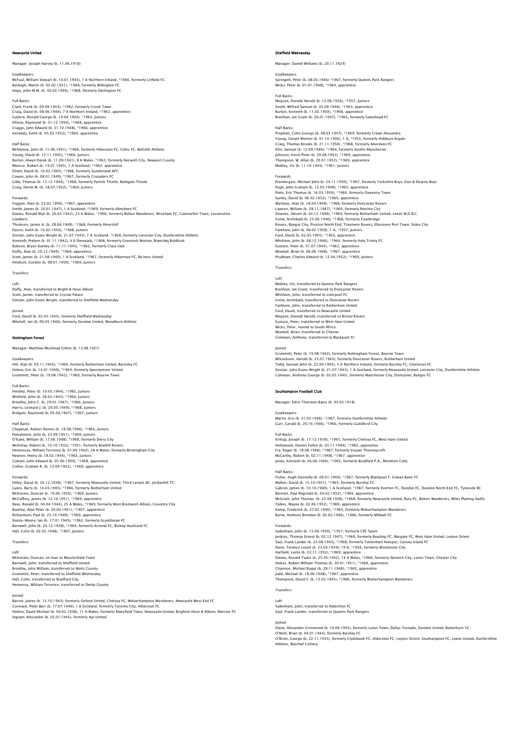## Newcastle United

Manager: Joseph Harvey (b. 11.06.1918)

Goalkeepers:
McFaul, William Stewart (b. 10.01.1943), 1 A Northern Ireland, *1966, formerly Linfield FC
Burleigh, Martin (b. 02.02.1951), *1968, formerly Willington FC
Hope, John W.M. (b. 30.03.1949), *1968, formerly Darlington FC

Full Backs:
Clark, Frank (b. 09.09.1943), *1962, formerly Crook Town
Craig, David (b. 08.06.1944), 7 A Northern Ireland, *1962, apprentice
Guthrie, Ronald George (b. 19.04.1944), *1963, Juniors
Ellison, Raymond (b. 31.12.1950), *1968, apprentice
Craggs, John Edward (b. 31.10.1948), *1966, apprentice
Kennedy, Keith (b. 05.03.1952), *1969, apprentice

Half Backs:
McNamee, John (b. 11.06.1941), *1966, formerly Hibernian FC, Celtic FC, Bellshill Athletic
Young, David (b. 12.11.1945), *1969, Juniors
Burton, Alwyn Derek (b. 11.09.1941), 8 A Wales, *1963, formerly Norwich City, Newport County
Moncur, Robert (b. 19.01.1945), 1 A Scotland, *1962, apprentice
Elliott, David (b. 10.02.1945), *1966, formerly Sunderland AFC
Cowan, John (b. 08.01.1949), *1967, formerly Crusaders FC
Gibb, Thomas (b. 13.12.1944), *1968, formerly Partick Thistle, Bathgate Thistle
Craig, Derek M. (b. 28.07.1952), *1969, Juniors

Forwards:
Foggon, Alan (b. 23.02.1950), *1967, apprentice
Smith, James (b. 20.01.1947), 1 A Scotland, *1969, formerly Aberdeen FC
Davies, Ronald Wyn (b. 20.03.1942), 23 A Wales, *1966, formerly Bolton Wanderers, Wrexham FC, Caernarfon Town, Locomotive Llanberis
Thomson, James A. (b. 28.06.1948), *1968, formerly Petershill
Dyson, Keith (b. 10.02.1950), *1968, Juniors
Sinclair, John Evans Wright (b. 21.07.1943), 1 A Scotland, *1968, formerly Leicester City, Dunfermline Athletic
Arentoft, Preben (b. 01.11.1942), 4 A Denmark, *1968, formerly Greenock Morton, Brønshøj Boldklub
Robson, Bryan Stanley (b. 11.11.1945), *1962, formerly Clara Vale
Duffy, Alan (b. 20.12.1949), *1969, apprentice
Scott, James (b. 21.08.1940), 1 A Scotland, *1967, formerly Hibernian FC, Bo'ness United
Hindson, Gordon (b. 08.01.1950), *1969, Juniors

Transfers:

Left:
Duffy, Alan, transferred to Bright & Hove Albion
Scott, James, transferred to Crystal Palace
Sinclair, John Evans Wright, transferred to Sheffield Wednesday

Joined:
Ford, David (b. 02.03.1945), formerly Sheffield Wednesday
Mitchell, Ian (b. 09.05.1946), formerly Dundee United, Woodburn Athletic

## Nottingham Forest

Manager: Matthew Muirhead Gillies (b. 12.08.1921)

Goalkeepers:
Hill, Alan (b. 03.11.1943), *1969, formerly Rotherham United, Barnsley FC
Hulme, Eric (b. 14.01.1949), *1969, formerly Spennymoor United
Grummitt, Peter (b. 19.08.1942), *1960, formerly Bourne Town

Full Backs:
Hindley, Peter (b. 19.05.1944), *1962, Juniors
Winfield, John (b. 28.02.1943), *1960, Juniors
Brindley, John C. (b. 29.01.1947), *1966, Juniors
Harris, Leonard J. (b. 29.05.1949), *1968, Juniors
Bridgett, Raymond (b. 05.04.1947), *1967, Juniors

Half Backs:
Chapman, Robert Dennis (b. 18.08.1946), *1964, Juniors
Piekalnietis, John (b. 23.09.1951), *1969, Juniors
O'Kane, William (b. 17.06.1948), *1968, formerly Derry City
McKinlay, Robert (b. 10.10.1932), *1951, formerly Bowhill Rovers
Hennessey, William Terrence (b. 01.09.1942), 28 A Wales, formerly Birmingham City
Newton, Henry (b. 18.02.1944), *1963, Juniors
Cottam, John Edward (b. 05.06.1950), *1968, apprentice
Collier, Graham R. (b. 12.09.1952), *1969, apprentice

Forwards:
Hilley, David (b. 20.12.1938), *1967, formerly Newcastle United, Third Lanark AC, Jordanhill TC
Lyons, Barry (b. 14.03.1945), *1966, formerly Rotherham United
McKenzie, Duncan (b. 10.06.1950), *1969, Juniors
McCaffrey, James (b. 12.10.1951), *1969, apprentice
Rees, Ronald (b. 04.04.1944), 25 A Wales, *1969, formerly West Bromwich Albion, Coventry City
Buckley, Alan Peter (b. 20.04.1951), *1967, apprentice
Richardson, Paul (b. 25.10.1949), *1969, apprentice
Storey-Moore, Ian (b. 17.01.1945), *1962, formerly Scunthorpe FC
Barnwell, John (b. 24.12.1938), *1964, formerly Arsenal FC, Bishop Auckland FC
Hall, Colin (b. 02.02.1948), *1967, Juniors

Transfers:

Left:
McKenzie, Duncan, on loan to Macclesfield Town
Barnwell, John, transferred to Sheffield United
Brindley, John William, transferred to Notts County
Grummitt, Peter, transferred to Sheffield Wednesday
Hall, Colin, transferred to Bradford City
Hennessy, William Terrence, transferred to Derby County

Joined:
Barron, James (b. 13.10.1943), formerly Oxford United, Chelsea FC, Wolverhampton Wanderers, Newcastle West End FC
Cormack, Peter Barr (b. 17.07.1946), 1 A Scotland, formerly Toronto City, Hibernian FC
Hollins, David Michael (b. 04.02.1938), 11 A Wales, formerly Mansfield Town, Newcastle United, Brighton Hove & Albion, Merrow FC
Ingram, Alexander (b. 02.01.1945), formerly Ayr United

## Sheffield Wednesday

Manager: Daniel Williams (b. 20.11.1924)

Goalkeepers:
Springett, Peter (b. 08.05.1946) *1967, formerly Queens Park Rangers
Wicks, Peter (b. 01.01.1948), *1964, apprentice

Full Backs:
Megson, Donald Harold (b. 12.06.1936), *1957, Juniors
Smith, Wilfred Samuel (b. 03.09.1946), *1963, apprentice
Burton, Kenneth (b. 11.02.1950), *1968, apprentice
Branfoot, Ian Grant (b. 26.01.1947), *1965, formerly Gateshead FC

Half Backs:
Prophett, Colin George (b. 08.03.1947), *1969, formerly Crewe Alexandra
Young, Gerald Morton (b. 01.10.1936), 1 A, *1955, formerly Hebburn Argyle
Craig, Thomas Brooks (b. 21.11.1950), *1968, formerly Aberdeen FC
Ellis, Samuel (b. 12.09.1946), *1964, formerly Smiths Manchester
Johnson, Kevin Peter (b. 29.08.1952), *1969, apprentice
Thompson, W. Allan (b. 20.01.1952), *1969, apprentice
Mobley, Vic (b. 11.10.1943), *1961, Juniors

Forwards:
Prendergast, Michael John (b. 24.11.1950), *1967, formerly Yorkshire Boys, Don & Dearne Boys
Pugh, John Graham (b. 12.02.1948), *1965, apprentice
Potts, Eric Thomas (b. 16.03.1950), *1969, formerly Oswestry Town
Sunley, David (b. 06.02.1952), *1969, apprentice
Warboys, Alan (b. 18.04.1949), *1968, formerly Doncaster Rovers
Lawson, William (b. 28.11.1947), *1969, formerly Brechin City
Downes, Steven (b. 02.12.1949), *1969, formerly Rotherham United, Leeds M.D.B.C.
Irvine, Archibald (b. 25.06.1946), *1968, formerly Coatbridge
Rovers, Bangor City, Preston North End, Tranmere Rovers, Ellesmere Port Town, Stoke City
Fantham, John (b. 06.02.1939), 1 A, *1957, Juniors
Ford, David (b. 02.03.1945), *1963, apprentice
Whitham, John (b. 08.12.1946), *1964, formerly Holy Trinity FC
Eustace, Peter (b. 31.07.1944), *1962, apprentice
Woodall, Brian (b. 06.06.1948), *1967, apprentice
Prudham, Charles Edward (b. 12.04.1952), *1969, Juniors

Transfers:

Left:
Mobley, Vic, transferred to Queens Park Rangers
Branfoot, Ian Grant, transferred to Doncaster Rovers
Whitham, John, transferred to Liverpool FC
Irvine, Archibald, transferred to Doncaster Rovers
Fantham, John, transferred to Rotherham United
Ford, David, transferred to Newcastle United
Megson, Donald Harold, transferred to Bristol Rovers
Eustace, Peter, transferred to West Ham United
Wicks, Peter, moved to South Africa
Woodall, Brian, transferred to Chester
Coleman, Anthony, transferred to Blackpool FC

Joined:
Grummitt, Peter (b. 19.08.1942), formerly Nottingham Forest, Bourne Town
Wilcockson, Harold (b. 23.07.1943), formerly Doncaster Rovers, Rotherham United
Todd, Samuel John (b. 22.09.1945), 5 A Northern Ireland, formerly Burnley FC, Glentoran FC
Sinclair, John Evans Wright (b. 21.07.1943), 1 A Scotland, formerly Newcastle United, Leicester City, Dunfermline Athletic
Coleman, Anthony George (b. 02.05.1945), formerly Manchester City, Doncaster, Bangor FC

## Southampton Football Club

Manager: Edric Thornton Bates (b. 03.05.1918)

Goalkeepers:
Martin, Eric (b. 31.03.1946), *1967, formerly Dunfermline Athletic
Gurr, Gerald (b. 20.10.1946), *1966, formerly Guildford City

Full Backs:
Kirkup, Joseph (b. 17.12.1939), *1967, formerly Chelsea FC, West Ham United
Hollywood, Dennis Fallen (b. 03.11.1944), *1962, apprentice
Fry, Roger (b. 18.08.1948), *1967, formerly Vosper Thorneycroft
McCarthy, Robert (b. 02.11.1948), *1967, apprentice
Jones, Kenneth (b. 26.06.1944), *1965, formerly Bradford P.A., Monkton Colly

Half Backs:
Fisher, Hugh Donnelly (b. 09.01.1944), *1967, formerly Blackpool F, Gowan Bank YC
Walker, David (b. 15.10.1951), *1965, formerly Burnley FC
Gabriel, James (b. 10.10.1940), 1 A Scotland, *1967, formerly Everton FC, Dundee FC, Dundee North End FC, Tyneside BC
Bennett, Paul Reginald (b. 04.02.1952), *1969, apprentice
McGrath, John Thomas (b. 23.08.1938), *1968, formerly Newcastle United, Bury FC, Bolton Wanderers, Miles Platting Swifts
Talkes, Wayne (b. 02.06.1952), *1969, apprentice
Kemp, Frederick (b. 27.02.1946), *1965, formerly Wolverhampton Wanderers
Byrne, Anthony Brendan (b. 02.02.1946), *1966, formerly Millwall FC

Forwards:
Sydenham, John (b. 15.09.1939), *1957, formerly CPC Sport
Jenkins, Thomas Ernest (b. 02.12.1947), *1969, formerly Reading FC, Margate FC, West Ham United, Leyton Orient
Saul, Frank Lander (b. 23.08.1943), *1968, formerly Tottenham Hotspur, Canvey Island FC
Paine, Terence Lionel (b. 23.03.1939), 19 A, *1956, formerly Winchester City
Harfield, Leslie (b. 22.11.1952), *1969, apprentice
Davies, Ronald Tudor (b. 25.05.1942), 14 A Wales, *1966, formerly Norwich City, Luton Town, Chester City
Stokes, Robert William Thomas (b. 30.01.1951), *1968, apprentice
Channon, Michael Roger (b. 28.11.1948), *1965, apprentice
Judd, Michael (b. 18.06.1948), *1967, apprentice
Thompson, David S. (b. 12.03.1945), *1966, formerly Wolverhampton Wanderers

Transfers:

Left:
Sydenham, John, transferred to Aldershot FC
Saul, Frank Lander, transferred to Queens Park Rangers

Joined:
Davie, Alexander Grimmond (b. 10.06.1945), formerly Luton Town, Dallas Tornado, Dundee United, Butterburn YC
O'Neill, Brian (b. 04.01.1944), formerly Burnley FC
O'Brien, George (b. 22.11.1935), formerly Clydebank FC, Aldershot FC, Leyton Orient, Southampton FC, Leeds United, Dunfermline Athletic, Blairhall Colliery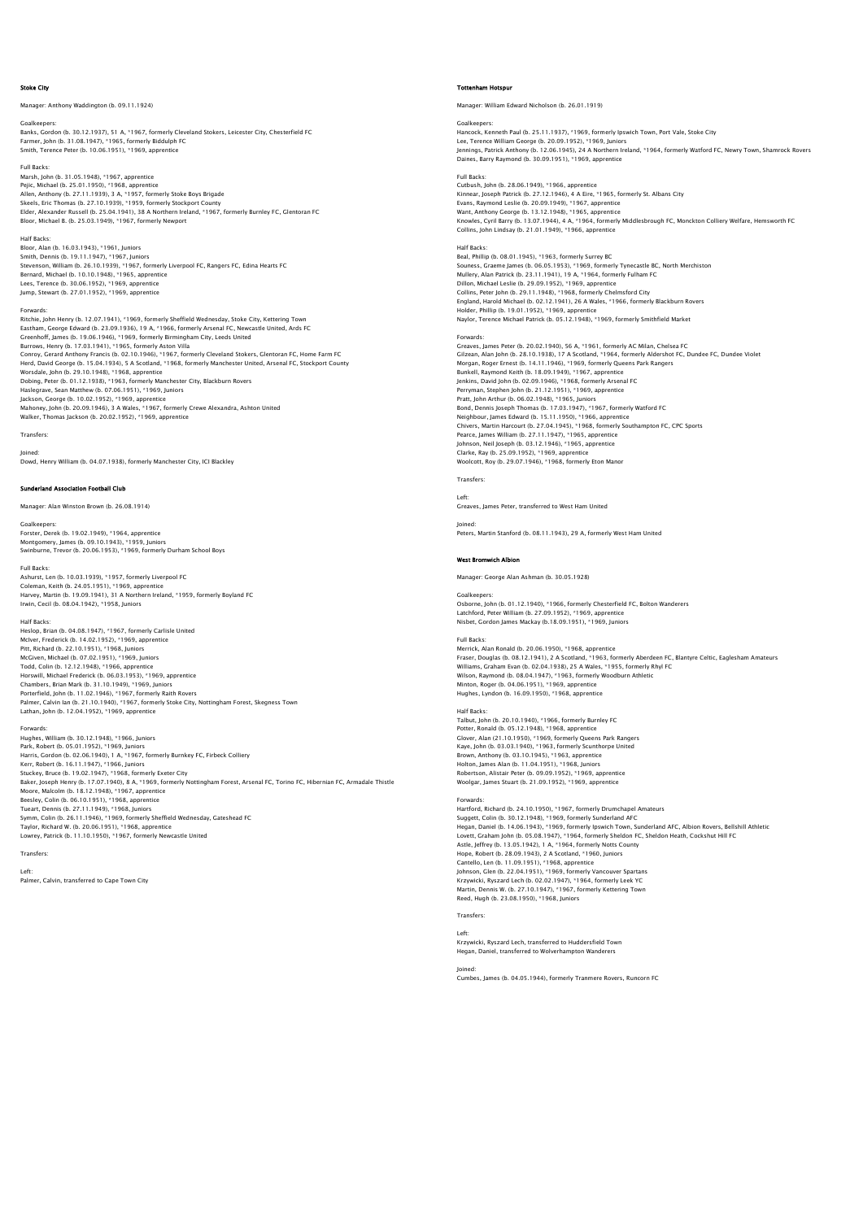## Stoke City

Manager: Anthony Waddington (b. 09.11.1924)

Goalkeepers:
Banks, Gordon (b. 30.12.1937), 51 A, *1967, formerly Cleveland Stokers, Leicester City, Chesterfield FC
Farmer, John (b. 31.08.1947), *1965, formerly Biddulph FC
Smith, Terence Peter (b. 10.06.1951), *1969, apprentice

Full Backs:
Marsh, John (b. 31.05.1948), *1967, apprentice
Pejic, Michael (b. 25.01.1950), *1968, apprentice
Allen, Anthony (b. 27.11.1939), 3 A, *1957, formerly Stoke Boys Brigade
Skeels, Eric Thomas (b. 27.10.1939), *1959, formerly Stockport County
Elder, Alexander Russell (b. 25.04.1941), 38 A Northern Ireland, *1967, formerly Burnley FC, Glentoran FC
Bloor, Michael B. (b. 25.03.1949), *1967, formerly Newport

Half Backs:
Bloor, Alan (b. 16.03.1943), *1961, Juniors
Smith, Dennis (b. 19.11.1947), *1967, Juniors
Stevenson, William (b. 26.10.1939), *1967, formerly Liverpool FC, Rangers FC, Edina Hearts FC
Bernard, Michael (b. 10.10.1948), *1965, apprentice
Lees, Terence (b. 30.06.1952), *1969, apprentice
Jump, Stewart (b. 27.01.1952), *1969, apprentice

Forwards:
Ritchie, John Henry (b. 12.07.1941), *1969, formerly Sheffield Wednesday, Stoke City, Kettering Town
Eastham, George Edward (b. 23.09.1936), 19 A, *1966, formerly Arsenal FC, Newcastle United, Ards FC
Greenhoff, James (b. 19.06.1946), *1969, formerly Birmingham City, Leeds United
Burrows, Henry (b. 17.03.1941), *1965, formerly Aston Villa
Conroy, Gerard Anthony Francis (b. 02.10.1946), *1967, formerly Cleveland Stokers, Glentoran FC, Home Farm FC
Herd, David George (b. 15.04.1934), 5 A Scotland, *1968, formerly Manchester United, Arsenal FC, Stockport County
Worsdale, John (b. 29.10.1948), *1968, apprentice
Dobing, Peter (b. 01.12.1938), *1963, formerly Manchester City, Blackburn Rovers
Haslegrave, Sean Matthew (b. 07.06.1951), *1969, Juniors
Jackson, George (b. 10.02.1952), *1969, apprentice
Mahoney, John (b. 20.09.1946), 3 A Wales, *1967, formerly Crewe Alexandra, Ashton United
Walker, Thomas Jackson (b. 20.02.1952), *1969, apprentice

Transfers:

Joined:
Dowd, Henry William (b. 04.07.1938), formerly Manchester City, ICI Blackley

## Sunderland Association Football Club

Manager: Alan Winston Brown (b. 26.08.1914)

Goalkeepers:
Forster, Derek (b. 19.02.1949), *1964, apprentice
Montgomery, James (b. 09.10.1943), *1959, Juniors
Swinburne, Trevor (b. 20.06.1953), *1969, formerly Durham School Boys

Full Backs:
Ashurst, Len (b. 10.03.1939), *1957, formerly Liverpool FC
Coleman, Keith (b. 24.05.1951), *1969, apprentice
Harvey, Martin (b. 19.09.1941), 31 A Northern Ireland, *1959, formerly Boyland FC
Irwin, Cecil (b. 08.04.1942), *1958, Juniors

Half Backs:
Heslop, Brian (b. 04.08.1947), *1967, formerly Carlisle United
McIver, Frederick (b. 14.02.1952), *1969, apprentice
Pitt, Richard (b. 22.10.1951), *1968, Juniors
McGiven, Michael (b. 07.02.1951), *1969, Juniors
Todd, Colin (b. 12.12.1948), *1966, apprentice
Horswill, Michael Frederick (b. 06.03.1953), *1969, apprentice
Chambers, Brian Mark (b. 31.10.1949), *1969, Juniors
Porterfield, John (b. 11.02.1946), *1967, formerly Raith Rovers
Palmer, Calvin Ian (b. 21.10.1940), *1967, formerly Stoke City, Nottingham Forest, Skegness Town
Lathan, John (b. 12.04.1952), *1969, apprentice

Forwards:
Hughes, William (b. 30.12.1948), *1966, Juniors
Park, Robert (b. 05.01.1952), *1969, Juniors
Harris, Gordon (b. 02.06.1940), 1 A, *1967, formerly Burnkey FC, Firbeck Colliery
Kerr, Robert (b. 16.11.1947), *1966, Juniors
Stuckey, Bruce (b. 19.02.1947), *1968, formerly Exeter City
Baker, Joseph Henry (b. 17.07.1940), 8 A, *1969, formerly Nottingham Forest, Arsenal FC, Torino FC, Hibernian FC, Armadale Thistle
Moore, Malcolm (b. 18.12.1948), *1967, apprentice
Beesley, Colin (b. 06.10.1951), *1968, apprentice
Tueart, Dennis (b. 27.11.1949), *1968, Juniors
Symm, Colin (b. 26.11.1946), *1969, formerly Sheffield Wednesday, Gateshead FC
Taylor, Richard W. (b. 20.06.1951), *1968, apprentice
Lowrey, Patrick (b. 11.10.1950), *1967, formerly Newcastle United

Transfers:

Left:
Palmer, Calvin, transferred to Cape Town City

## Tottenham Hotspur

Manager: William Edward Nicholson (b. 26.01.1919)

Goalkeepers:
Hancock, Kenneth Paul (b. 25.11.1937), *1969, formerly Ipswich Town, Port Vale, Stoke City
Lee, Terence William George (b. 20.09.1952), *1969, Juniors
Jennings, Patrick Anthony (b. 12.06.1945), 24 A Northern Ireland, *1964, formerly Watford FC, Newry Town, Shamrock Rovers
Daines, Barry Raymond (b. 30.09.1951), *1969, apprentice

Full Backs:
Cutbush, John (b. 28.06.1949), *1966, apprentice
Kinnear, Joseph Patrick (b. 27.12.1946), 4 A Eire, *1965, formerly St. Albans City
Evans, Raymond Leslie (b. 20.09.1949), *1967, apprentice
Want, Anthony George (b. 13.12.1948), *1965, apprentice
Knowles, Cyril Barry (b. 13.07.1944), 4 A, *1964, formerly Middlesbrough FC, Monckton Colliery Welfare, Hemsworth FC
Collins, John Lindsay (b. 21.01.1949), *1966, apprentice

Half Backs:
Beal, Phillip (b. 08.01.1945), *1963, formerly Surrey BC
Souness, Graeme James (b. 06.05.1953), *1969, formerly Tynecastle BC, North Merchiston
Mullery, Alan Patrick (b. 23.11.1941), 19 A, *1964, formerly Fulham FC
Dillon, Michael Leslie (b. 29.09.1952), *1969, apprentice
Collins, Peter John (b. 29.11.1948), *1968, formerly Chelmsford City
England, Harold Michael (b. 02.12.1941), 26 A Wales, *1966, formerly Blackburn Rovers
Holder, Phillip (b. 19.01.1952), *1969, apprentice
Naylor, Terence Michael Patrick (b. 05.12.1948), *1969, formerly Smithfield Market

Forwards:
Greaves, James Peter (b. 20.02.1940), 56 A, *1961, formerly AC Milan, Chelsea FC
Gilzean, Alan John (b. 28.10.1938), 17 A Scotland, *1964, formerly Aldershot FC, Dundee FC, Dundee Violet
Morgan, Roger Ernest (b. 14.11.1946), *1969, formerly Queens Park Rangers
Bunkell, Raymond Keith (b. 18.09.1949), *1967, apprentice
Jenkins, David John (b. 02.09.1946), *1968, formerly Arsenal FC
Perryman, Stephen John (b. 21.12.1951), *1969, apprentice
Pratt, John Arthur (b. 06.02.1948), *1965, Juniors
Bond, Dennis Joseph Thomas (b. 17.03.1947), *1967, formerly Watford FC
Neighbour, James Edward (b. 15.11.1950), *1966, apprentice
Chivers, Martin Harcourt (b. 27.04.1945), *1968, formerly Southampton FC, CPC Sports
Pearce, James William (b. 27.11.1947), *1965, apprentice
Johnson, Neil Joseph (b. 03.12.1946), *1965, apprentice
Clarke, Ray (b. 25.09.1952), *1969, apprentice
Woolcott, Roy (b. 29.07.1946), *1968, formerly Eton Manor

Transfers:

Left:
Greaves, James Peter, transferred to West Ham United

Joined:
Peters, Martin Stanford (b. 08.11.1943), 29 A, formerly West Ham United

## West Bromwich Albion

Manager: George Alan Ashman (b. 30.05.1928)

Goalkeepers:
Osborne, John (b. 01.12.1940), *1966, formerly Chesterfield FC, Bolton Wanderers
Latchford, Peter William (b. 27.09.1952), *1969, apprentice
Nisbet, Gordon James Mackay (b.18.09.1951), *1969, Juniors

Full Backs:
Merrick, Alan Ronald (b. 20.06.1950), *1968, apprentice
Fraser, Douglas (b. 08.12.1941), 2 A Scotland, *1963, formerly Aberdeen FC, Blantyre Celtic, Eaglesham Amateurs
Williams, Graham Evan (b. 02.04.1938), 25 A Wales, *1955, formerly Rhyl FC
Wilson, Raymond (b. 08.04.1947), *1963, formerly Woodburn Athletic
Minton, Roger (b. 04.06.1951), *1969, apprentice
Hughes, Lyndon (b. 16.09.1950), *1968, apprentice

Half Backs:
Talbut, John (b. 20.10.1940), *1966, formerly Burnley FC
Potter, Ronald (b. 05.12.1948), *1968, apprentice
Glover, Alan (21.10.1950), *1969, formerly Queens Park Rangers
Kaye, John (b. 03.03.1940), *1963, formerly Scunthorpe United
Brown, Anthony (b. 03.10.1945), *1963, apprentice
Holton, James Alan (b. 11.04.1951), *1968, Juniors
Robertson, Alistair Peter (b. 09.09.1952), *1969, apprentice
Woolgar, James Stuart (b. 21.09.1952), *1969, apprentice

Forwards:
Hartford, Richard (b. 24.10.1950), *1967, formerly Drumchapel Amateurs
Suggett, Colin (b. 30.12.1948), *1969, formerly Sunderland AFC
Hegan, Daniel (b. 14.06.1943), *1969, formerly Ipswich Town, Sunderland AFC, Albion Rovers, Bellshill Athletic
Lovett, Graham John (b. 05.08.1947), *1964, formerly Sheldon FC, Sheldon Heath, Cockshut Hill FC
Astle, Jeffrey (b. 13.05.1942), 1 A, *1964, formerly Notts County
Hope, Robert (b. 28.09.1943), 2 A Scotland, *1960, Juniors
Cantello, Len (b. 11.09.1951), *1968, apprentice
Johnson, Glen (b. 22.04.1951), *1969, formerly Vancouver Spartans
Krzywicki, Ryszard Lech (b. 02.02.1947), *1964, formerly Leek YC
Martin, Dennis W. (b. 27.10.1947), *1967, formerly Kettering Town
Reed, Hugh (b. 23.08.1950), *1968, Juniors

Transfers:

Left:
Krzywicki, Ryszard Lech, transferred to Huddersfield Town
Hegan, Daniel, transferred to Wolverhampton Wanderers

Joined:
Cumbes, James (b. 04.05.1944), formerly Tranmere Rovers, Runcorn FC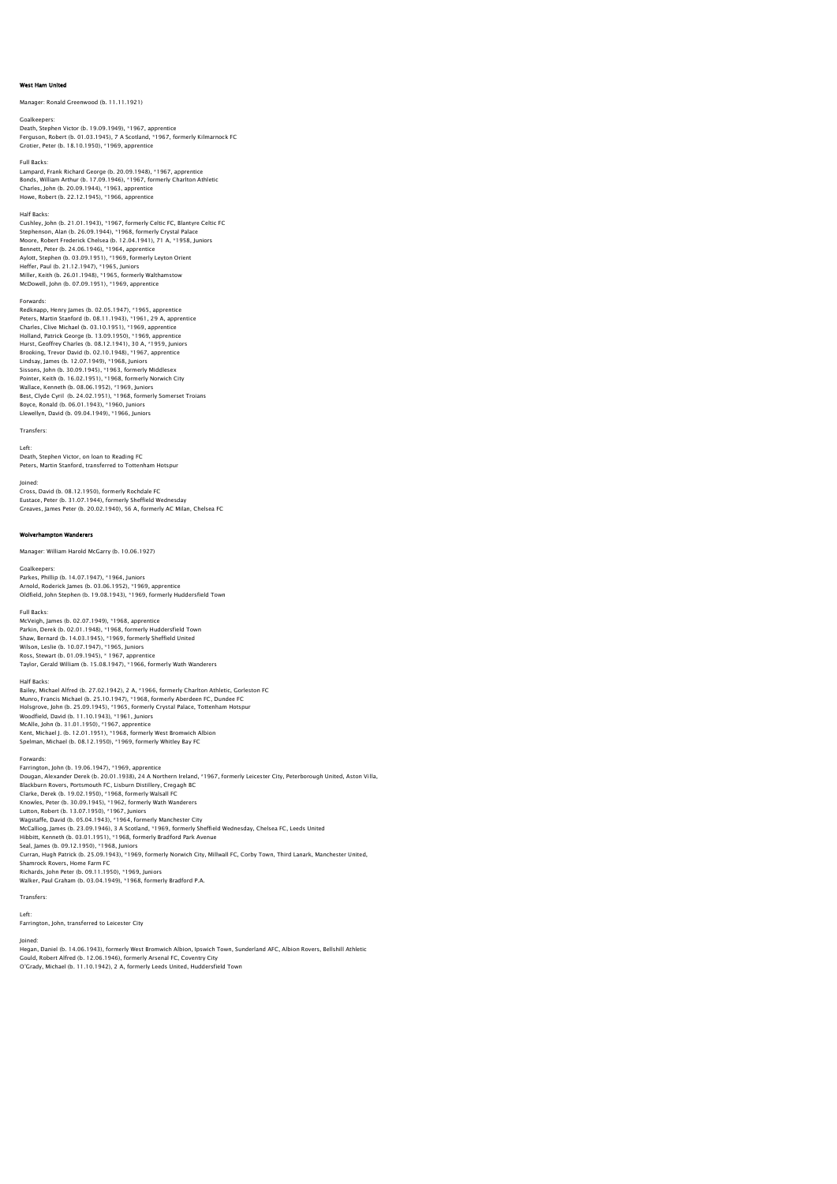## West Ham United

Manager: Ronald Greenwood (b. 11.11.1921)

Goalkeepers:
Death, Stephen Victor (b. 19.09.1949), *1967, apprentice
Ferguson, Robert (b. 01.03.1945), 7 A Scotland, *1967, formerly Kilmarnock FC
Grotier, Peter (b. 18.10.1950), *1969, apprentice

Full Backs:
Lampard, Frank Richard George (b. 20.09.1948), *1967, apprentice
Bonds, William Arthur (b. 17.09.1946), *1967, formerly Charlton Athletic
Charles, John (b. 20.09.1944), *1963, apprentice
Howe, Robert (b. 22.12.1945), *1966, apprentice

Half Backs:
Cushley, John (b. 21.01.1943), *1967, formerly Celtic FC, Blantyre Celtic FC
Stephenson, Alan (b. 26.09.1944), *1968, formerly Crystal Palace
Moore, Robert Frederick Chelsea (b. 12.04.1941), 71 A, *1958, Juniors
Bennett, Peter (b. 24.06.1946), *1964, apprentice
Aylott, Stephen (b. 03.09.1951), *1969, formerly Leyton Orient
Heffer, Paul (b. 21.12.1947), *1965, Juniors
Miller, Keith (b. 26.01.1948), *1965, formerly Walthamstow
McDowell, John (b. 07.09.1951), *1969, apprentice

Forwards:
Redknapp, Henry James (b. 02.05.1947), *1965, apprentice
Peters, Martin Stanford (b. 08.11.1943), *1961, 29 A, apprentice
Charles, Clive Michael (b. 03.10.1951), *1969, apprentice
Holland, Patrick George (b. 13.09.1950), *1969, apprentice
Hurst, Geoffrey Charles (b. 08.12.1941), 30 A, *1959, Juniors
Brooking, Trevor David (b. 02.10.1948), *1967, apprentice
Lindsay, James (b. 12.07.1949), *1968, Juniors
Sissons, John (b. 30.09.1945), *1963, formerly Middlesex
Pointer, Keith (b. 16.02.1951), *1968, formerly Norwich City
Wallace, Kenneth (b. 08.06.1952), *1969, Juniors
Best, Clyde Cyril (b. 24.02.1951), *1968, formerly Somerset Trojans
Boyce, Ronald (b. 06.01.1943), *1960, Juniors
Llewellyn, David (b. 09.04.1949), *1966, Juniors

Transfers:

Left:
Death, Stephen Victor, on loan to Reading FC
Peters, Martin Stanford, transferred to Tottenham Hotspur

Joined:
Cross, David (b. 08.12.1950), formerly Rochdale FC
Eustace, Peter (b. 31.07.1944), formerly Sheffield Wednesday
Greaves, James Peter (b. 20.02.1940), 56 A, formerly AC Milan, Chelsea FC

## Wolverhampton Wanderers

Manager: William Harold McGarry (b. 10.06.1927)

Goalkeepers:
Parkes, Phillip (b. 14.07.1947), *1964, Juniors
Arnold, Roderick James (b. 03.06.1952), *1969, apprentice
Oldfield, John Stephen (b. 19.08.1943), *1969, formerly Huddersfield Town

Full Backs:
McVeigh, James (b. 02.07.1949), *1968, apprentice
Parkin, Derek (b. 02.01.1948), *1968, formerly Huddersfield Town
Shaw, Bernard (b. 14.03.1945), *1969, formerly Sheffield United
Wilson, Leslie (b. 10.07.1947), *1965, Juniors
Ross, Stewart (b. 01.09.1945), * 1967, apprentice
Taylor, Gerald William (b. 15.08.1947), *1966, formerly Wath Wanderers

Half Backs:
Bailey, Michael Alfred (b. 27.02.1942), 2 A, *1966, formerly Charlton Athletic, Gorleston FC
Munro, Francis Michael (b. 25.10.1947), *1968, formerly Aberdeen FC, Dundee FC
Holsgrove, John (b. 25.09.1945), *1965, formerly Crystal Palace, Tottenham Hotspur
Woodfield, David (b. 11.10.1943), *1961, Juniors
McAlle, John (b. 31.01.1950), *1967, apprentice
Kent, Michael J. (b. 12.01.1951), *1968, formerly West Bromwich Albion
Spelman, Michael (b. 08.12.1950), *1969, formerly Whitley Bay FC

Forwards:
Farrington, John (b. 19.06.1947), *1969, apprentice
Dougan, Alexander Derek (b. 20.01.1938), 24 A Northern Ireland, *1967, formerly Leicester City, Peterborough United, Aston Villa, Blackburn Rovers, Portsmouth FC, Lisburn Distillery, Cregagh BC
Clarke, Derek (b. 19.02.1950), *1968, formerly Walsall FC
Knowles, Peter (b. 30.09.1945), *1962, formerly Wath Wanderers
Lutton, Robert (b. 13.07.1950), *1967, Juniors
Wagstaffe, David (b. 05.04.1943), *1964, formerly Manchester City
McCalliog, James (b. 23.09.1946), 3 A Scotland, *1969, formerly Sheffield Wednesday, Chelsea FC, Leeds United
Hibbitt, Kenneth (b. 03.01.1951), *1968, formerly Bradford Park Avenue
Seal, James (b. 09.12.1950), *1968, Juniors
Curran, Hugh Patrick (b. 25.09.1943), *1969, formerly Norwich City, Millwall FC, Corby Town, Third Lanark, Manchester United, Shamrock Rovers, Home Farm FC
Richards, John Peter (b. 09.11.1950), *1969, Juniors
Walker, Paul Graham (b. 03.04.1949), *1968, formerly Bradford P.A.

Transfers:

Left:
Farrington, John, transferred to Leicester City

Joined:
Hegan, Daniel (b. 14.06.1943), formerly West Bromwich Albion, Ipswich Town, Sunderland AFC, Albion Rovers, Bellshill Athletic
Gould, Robert Alfred (b. 12.06.1946), formerly Arsenal FC, Coventry City
O'Grady, Michael (b. 11.10.1942), 2 A, formerly Leeds United, Huddersfield Town